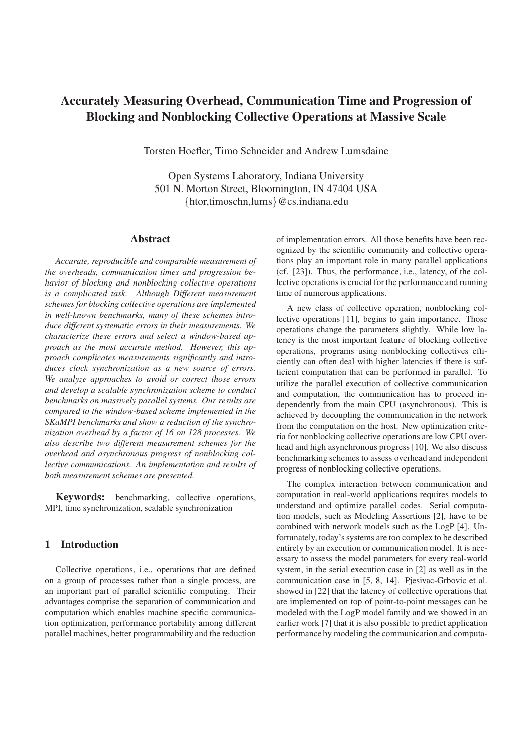# Accurately Measuring Overhead, Communication Time and Progression of Blocking and Nonblocking Collective Operations at Massive Scale

Torsten Hoefler, Timo Schneider and Andrew Lumsdaine

Open Systems Laboratory, Indiana University
501 N. Morton Street, Bloomington, IN 47404 USA
{htor,timoschn,lums}@cs.indiana.edu

## Abstract

*Accurate, reproducible and comparable measurement of the overheads, communication times and progression behavior of blocking and nonblocking collective operations is a complicated task. Although Different measurement schemes for blocking collective operations are implemented in well-known benchmarks, many of these schemes introduce different systematic errors in their measurements. We characterize these errors and select a window-based approach as the most accurate method. However, this approach complicates measurements significantly and introduces clock synchronization as a new source of errors. We analyze approaches to avoid or correct those errors and develop a scalable synchronization scheme to conduct benchmarks on massively parallel systems. Our results are compared to the window-based scheme implemented in the SKaMPI benchmarks and show a reduction of the synchronization overhead by a factor of 16 on 128 processes. We also describe two different measurement schemes for the overhead and asynchronous progress of nonblocking collective communications. An implementation and results of both measurement schemes are presented.*

**Keywords:** benchmarking, collective operations, MPI, time synchronization, scalable synchronization

## 1 Introduction

Collective operations, i.e., operations that are defined on a group of processes rather than a single process, are an important part of parallel scientific computing. Their advantages comprise the separation of communication and computation which enables machine specific communication optimization, performance portability among different parallel machines, better programmability and the reduction of implementation errors. All those benefits have been recognized by the scientific community and collective operations play an important role in many parallel applications (cf. [23]). Thus, the performance, i.e., latency, of the collective operations is crucial for the performance and running time of numerous applications.

A new class of collective operation, nonblocking collective operations [11], begins to gain importance. Those operations change the parameters slightly. While low latency is the most important feature of blocking collective operations, programs using nonblocking collectives efficiently can often deal with higher latencies if there is sufficient computation that can be performed in parallel. To utilize the parallel execution of collective communication and computation, the communication has to proceed independently from the main CPU (asynchronous). This is achieved by decoupling the communication in the network from the computation on the host. New optimization criteria for nonblocking collective operations are low CPU overhead and high asynchronous progress [10]. We also discuss benchmarking schemes to assess overhead and independent progress of nonblocking collective operations.

The complex interaction between communication and computation in real-world applications requires models to understand and optimize parallel codes. Serial computation models, such as Modeling Assertions [2], have to be combined with network models such as the LogP [4]. Unfortunately, today's systems are too complex to be described entirely by an execution or communication model. It is necessary to assess the model parameters for every real-world system, in the serial execution case in [2] as well as in the communication case in [5, 8, 14]. Pjesivac-Grbovic et al. showed in [22] that the latency of collective operations that are implemented on top of point-to-point messages can be modeled with the LogP model family and we showed in an earlier work [7] that it is also possible to predict application performance by modeling the communication and computa-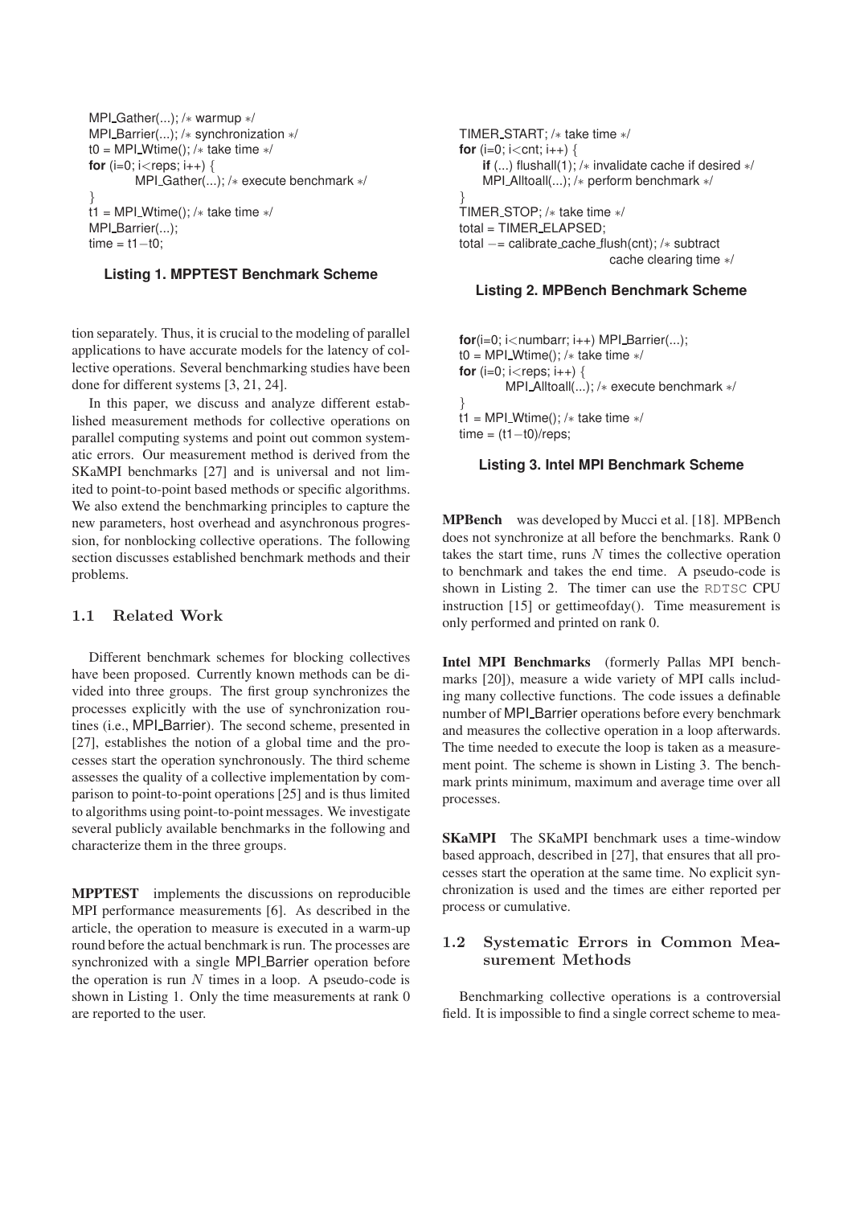```
MPI_Gather(...); /* warmup */
MPI_Barrier(...); /* synchronization */
t0 = MPI_Wtime(); /* take time */
for (i=0; i<reps; i++) {
        MPI_Gather(...); /* execute benchmark */
}
t1 = MPI_Wtime(); /* take time */
MPI_Barrier(...);
time = t1−t0;
```

**Listing 1. MPPTEST Benchmark Scheme**

tion separately. Thus, it is crucial to the modeling of parallel applications to have accurate models for the latency of collective operations. Several benchmarking studies have been done for different systems [3, 21, 24].

In this paper, we discuss and analyze different established measurement methods for collective operations on parallel computing systems and point out common systematic errors. Our measurement method is derived from the SKaMPI benchmarks [27] and is universal and not limited to point-to-point based methods or specific algorithms. We also extend the benchmarking principles to capture the new parameters, host overhead and asynchronous progression, for nonblocking collective operations. The following section discusses established benchmark methods and their problems.

### 1.1 Related Work

Different benchmark schemes for blocking collectives have been proposed. Currently known methods can be divided into three groups. The first group synchronizes the processes explicitly with the use of synchronization routines (i.e., MPI_Barrier). The second scheme, presented in [27], establishes the notion of a global time and the processes start the operation synchronously. The third scheme assesses the quality of a collective implementation by comparison to point-to-point operations [25] and is thus limited to algorithms using point-to-point messages. We investigate several publicly available benchmarks in the following and characterize them in the three groups.

**MPPTEST** implements the discussions on reproducible MPI performance measurements [6]. As described in the article, the operation to measure is executed in a warm-up round before the actual benchmark is run. The processes are synchronized with a single MPI_Barrier operation before the operation is run $N$ times in a loop. A pseudo-code is shown in Listing 1. Only the time measurements at rank 0 are reported to the user.

```
TIMER_START; /* take time */
for (i=0; i<cnt; i++) {
    if (...) flushall(1); /* invalidate cache if desired */
    MPI_Alltoall(...); /* perform benchmark */
}
TIMER_STOP; /* take time */
total = TIMER_ELAPSED;
total −= calibrate_cache_flush(cnt); /* subtract
                              cache clearing time */
```

**Listing 2. MPBench Benchmark Scheme**

```
for(i=0; i<numbarr; i++) MPI_Barrier(...);
t0 = MPI_Wtime(); /* take time */
for (i=0; i<reps; i++) {
        MPI_Alltoall(...); /* execute benchmark */
}
t1 = MPI_Wtime(); /* take time */
time = (t1−t0)/reps;
```

**Listing 3. Intel MPI Benchmark Scheme**

**MPBench** was developed by Mucci et al. [18]. MPBench does not synchronize at all before the benchmarks. Rank 0 takes the start time, runs $N$ times the collective operation to benchmark and takes the end time. A pseudo-code is shown in Listing 2. The timer can use the RDTSC CPU instruction [15] or gettimeofday(). Time measurement is only performed and printed on rank 0.

**Intel MPI Benchmarks** (formerly Pallas MPI benchmarks [20]), measure a wide variety of MPI calls including many collective functions. The code issues a definable number of MPI_Barrier operations before every benchmark and measures the collective operation in a loop afterwards. The time needed to execute the loop is taken as a measurement point. The scheme is shown in Listing 3. The benchmark prints minimum, maximum and average time over all processes.

**SKaMPI** The SKaMPI benchmark uses a time-window based approach, described in [27], that ensures that all processes start the operation at the same time. No explicit synchronization is used and the times are either reported per process or cumulative.

### 1.2 Systematic Errors in Common Measurement Methods

Benchmarking collective operations is a controversial field. It is impossible to find a single correct scheme to mea-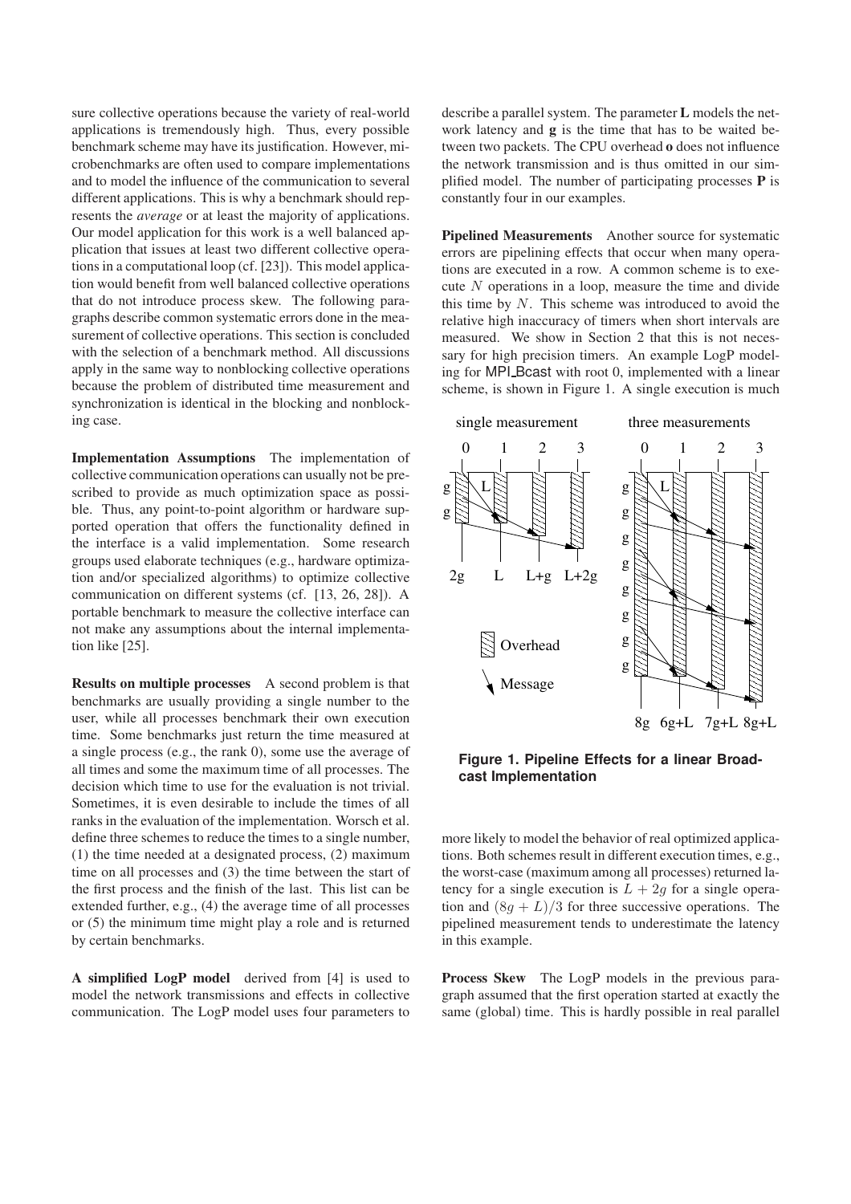sure collective operations because the variety of real-world applications is tremendously high. Thus, every possible benchmark scheme may have its justification. However, microbenchmarks are often used to compare implementations and to model the influence of the communication to several different applications. This is why a benchmark should represents the *average* or at least the majority of applications. Our model application for this work is a well balanced application that issues at least two different collective operations in a computational loop (cf. [23]). This model application would benefit from well balanced collective operations that do not introduce process skew. The following paragraphs describe common systematic errors done in the measurement of collective operations. This section is concluded with the selection of a benchmark method. All discussions apply in the same way to nonblocking collective operations because the problem of distributed time measurement and synchronization is identical in the blocking and nonblocking case.

**Implementation Assumptions** The implementation of collective communication operations can usually not be prescribed to provide as much optimization space as possible. Thus, any point-to-point algorithm or hardware supported operation that offers the functionality defined in the interface is a valid implementation. Some research groups used elaborate techniques (e.g., hardware optimization and/or specialized algorithms) to optimize collective communication on different systems (cf. [13, 26, 28]). A portable benchmark to measure the collective interface can not make any assumptions about the internal implementation like [25].

**Results on multiple processes** A second problem is that benchmarks are usually providing a single number to the user, while all processes benchmark their own execution time. Some benchmarks just return the time measured at a single process (e.g., the rank 0), some use the average of all times and some the maximum time of all processes. The decision which time to use for the evaluation is not trivial. Sometimes, it is even desirable to include the times of all ranks in the evaluation of the implementation. Worsch et al. define three schemes to reduce the times to a single number, (1) the time needed at a designated process, (2) maximum time on all processes and (3) the time between the start of the first process and the finish of the last. This list can be extended further, e.g., (4) the average time of all processes or (5) the minimum time might play a role and is returned by certain benchmarks.

**A simplified LogP model** derived from [4] is used to model the network transmissions and effects in collective communication. The LogP model uses four parameters to describe a parallel system. The parameter **L** models the network latency and **g** is the time that has to be waited between two packets. The CPU overhead **o** does not influence the network transmission and is thus omitted in our simplified model. The number of participating processes **P** is constantly four in our examples.

**Pipelined Measurements** Another source for systematic errors are pipelining effects that occur when many operations are executed in a row. A common scheme is to execute $N$ operations in a loop, measure the time and divide this time by $N$. This scheme was introduced to avoid the relative high inaccuracy of timers when short intervals are measured. We show in Section 2 that this is not necessary for high precision timers. An example LogP modeling for MPI_Bcast with root 0, implemented with a linear scheme, is shown in Figure 1. A single execution is much more likely to model the behavior of real optimized applications. Both schemes result in different execution times, e.g., the worst-case (maximum among all processes) returned latency for a single execution is $L + 2g$ for a single operation and $(8g + L)/3$ for three successive operations. The pipelined measurement tends to underestimate the latency in this example.

**Figure 1. Pipeline Effects for a linear Broadcast Implementation**

**Process Skew** The LogP models in the previous paragraph assumed that the first operation started at exactly the same (global) time. This is hardly possible in real parallel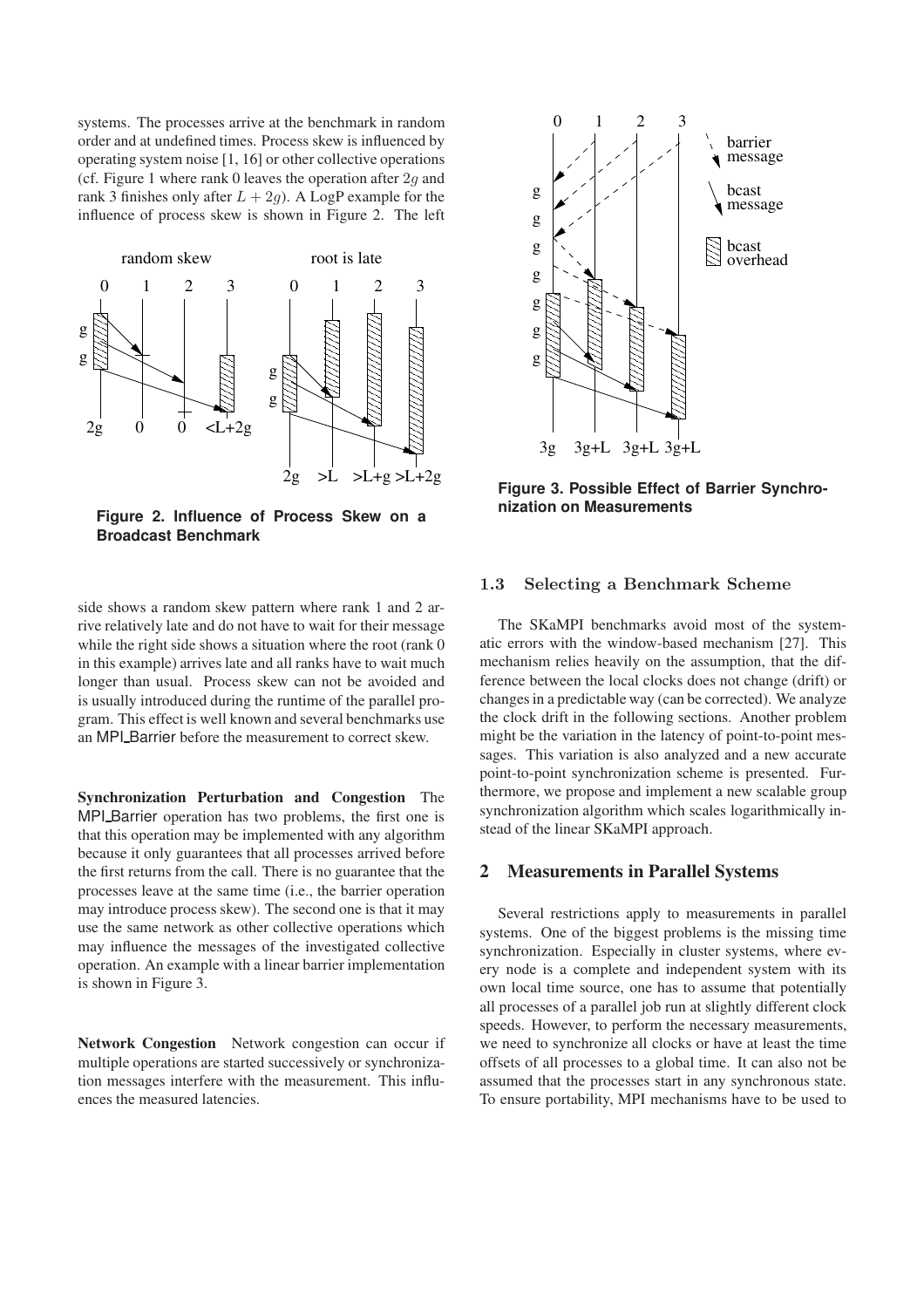systems. The processes arrive at the benchmark in random order and at undefined times. Process skew is influenced by operating system noise [1, 16] or other collective operations (cf. Figure 1 where rank 0 leaves the operation after $2g$ and rank 3 finishes only after $L + 2g$). A LogP example for the influence of process skew is shown in Figure 2. The left side shows a random skew pattern where rank 1 and 2 arrive relatively late and do not have to wait for their message while the right side shows a situation where the root (rank 0 in this example) arrives late and all ranks have to wait much longer than usual. Process skew can not be avoided and is usually introduced during the runtime of the parallel program. This effect is well known and several benchmarks use an MPI_Barrier before the measurement to correct skew.

**Figure 2. Influence of Process Skew on a Broadcast Benchmark**

**Synchronization Perturbation and Congestion** The MPI_Barrier operation has two problems, the first one is that this operation may be implemented with any algorithm because it only guarantees that all processes arrived before the first returns from the call. There is no guarantee that the processes leave at the same time (i.e., the barrier operation may introduce process skew). The second one is that it may use the same network as other collective operations which may influence the messages of the investigated collective operation. An example with a linear barrier implementation is shown in Figure 3.

**Network Congestion** Network congestion can occur if multiple operations are started successively or synchronization messages interfere with the measurement. This influences the measured latencies.

**Figure 3. Possible Effect of Barrier Synchronization on Measurements**

### 1.3 Selecting a Benchmark Scheme

The SKaMPI benchmarks avoid most of the systematic errors with the window-based mechanism [27]. This mechanism relies heavily on the assumption, that the difference between the local clocks does not change (drift) or changes in a predictable way (can be corrected). We analyze the clock drift in the following sections. Another problem might be the variation in the latency of point-to-point messages. This variation is also analyzed and a new accurate point-to-point synchronization scheme is presented. Furthermore, we propose and implement a new scalable group synchronization algorithm which scales logarithmically instead of the linear SKaMPI approach.

## 2 Measurements in Parallel Systems

Several restrictions apply to measurements in parallel systems. One of the biggest problems is the missing time synchronization. Especially in cluster systems, where every node is a complete and independent system with its own local time source, one has to assume that potentially all processes of a parallel job run at slightly different clock speeds. However, to perform the necessary measurements, we need to synchronize all clocks or have at least the time offsets of all processes to a global time. It can also not be assumed that the processes start in any synchronous state. To ensure portability, MPI mechanisms have to be used to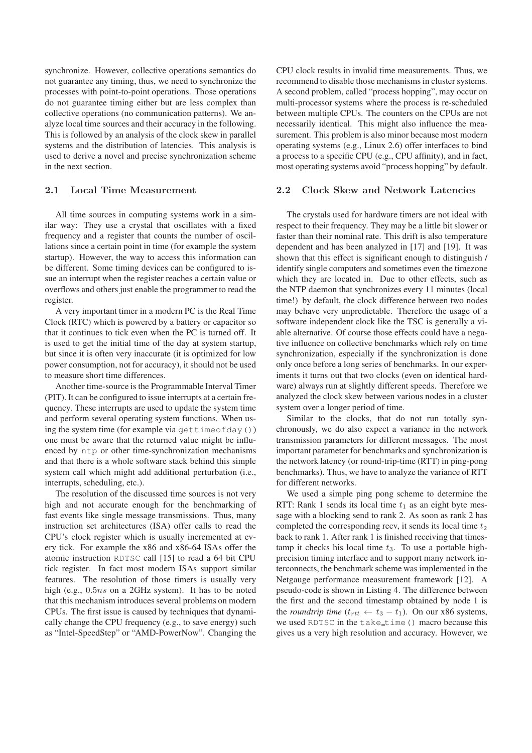synchronize. However, collective operations semantics do not guarantee any timing, thus, we need to synchronize the processes with point-to-point operations. Those operations do not guarantee timing either but are less complex than collective operations (no communication patterns). We analyze local time sources and their accuracy in the following. This is followed by an analysis of the clock skew in parallel systems and the distribution of latencies. This analysis is used to derive a novel and precise synchronization scheme in the next section.

### 2.1 Local Time Measurement

All time sources in computing systems work in a similar way: They use a crystal that oscillates with a fixed frequency and a register that counts the number of oscillations since a certain point in time (for example the system startup). However, the way to access this information can be different. Some timing devices can be configured to issue an interrupt when the register reaches a certain value or overflows and others just enable the programmer to read the register.

A very important timer in a modern PC is the Real Time Clock (RTC) which is powered by a battery or capacitor so that it continues to tick even when the PC is turned off. It is used to get the initial time of the day at system startup, but since it is often very inaccurate (it is optimized for low power consumption, not for accuracy), it should not be used to measure short time differences.

Another time-source is the Programmable Interval Timer (PIT). It can be configured to issue interrupts at a certain frequency. These interrupts are used to update the system time and perform several operating system functions. When using the system time (for example via `gettimeofday()`) one must be aware that the returned value might be influenced by `ntp` or other time-synchronization mechanisms and that there is a whole software stack behind this simple system call which might add additional perturbation (i.e., interrupts, scheduling, etc.).

The resolution of the discussed time sources is not very high and not accurate enough for the benchmarking of fast events like single message transmissions. Thus, many instruction set architectures (ISA) offer calls to read the CPU's clock register which is usually incremented at every tick. For example the x86 and x86-64 ISAs offer the atomic instruction `RDTSC` call [15] to read a 64 bit CPU tick register. In fact most modern ISAs support similar features. The resolution of those timers is usually very high (e.g., $0.5ns$ on a 2GHz system). It has to be noted that this mechanism introduces several problems on modern CPUs. The first issue is caused by techniques that dynamically change the CPU frequency (e.g., to save energy) such as "Intel-SpeedStep" or "AMD-PowerNow". Changing the CPU clock results in invalid time measurements. Thus, we recommend to disable those mechanisms in cluster systems. A second problem, called "process hopping", may occur on multi-processor systems where the process is re-scheduled between multiple CPUs. The counters on the CPUs are not necessarily identical. This might also influence the measurement. This problem is also minor because most modern operating systems (e.g., Linux 2.6) offer interfaces to bind a process to a specific CPU (e.g., CPU affinity), and in fact, most operating systems avoid "process hopping" by default.

### 2.2 Clock Skew and Network Latencies

The crystals used for hardware timers are not ideal with respect to their frequency. They may be a little bit slower or faster than their nominal rate. This drift is also temperature dependent and has been analyzed in [17] and [19]. It was shown that this effect is significant enough to distinguish / identify single computers and sometimes even the timezone which they are located in. Due to other effects, such as the NTP daemon that synchronizes every 11 minutes (local time!) by default, the clock difference between two nodes may behave very unpredictable. Therefore the usage of a software independent clock like the TSC is generally a viable alternative. Of course those effects could have a negative influence on collective benchmarks which rely on time synchronization, especially if the synchronization is done only once before a long series of benchmarks. In our experiments it turns out that two clocks (even on identical hardware) always run at slightly different speeds. Therefore we analyzed the clock skew between various nodes in a cluster system over a longer period of time.

Similar to the clocks, that do not run totally synchronously, we do also expect a variance in the network transmission parameters for different messages. The most important parameter for benchmarks and synchronization is the network latency (or round-trip-time (RTT) in ping-pong benchmarks). Thus, we have to analyze the variance of RTT for different networks.

We used a simple ping pong scheme to determine the RTT: Rank 1 sends its local time $t_1$ as an eight byte message with a blocking send to rank 2. As soon as rank 2 has completed the corresponding recv, it sends its local time $t_2$ back to rank 1. After rank 1 is finished receiving that timestamp it checks his local time $t_3$. To use a portable high-precision timing interface and to support many network interconnects, the benchmark scheme was implemented in the Netgauge performance measurement framework [12]. A pseudo-code is shown in Listing 4. The difference between the first and the second timestamp obtained by node 1 is the *roundtrip time* ($t_{rtt} \leftarrow t_3 - t_1$). On our x86 systems, we used `RDTSC` in the `take_time()` macro because this gives us a very high resolution and accuracy. However, we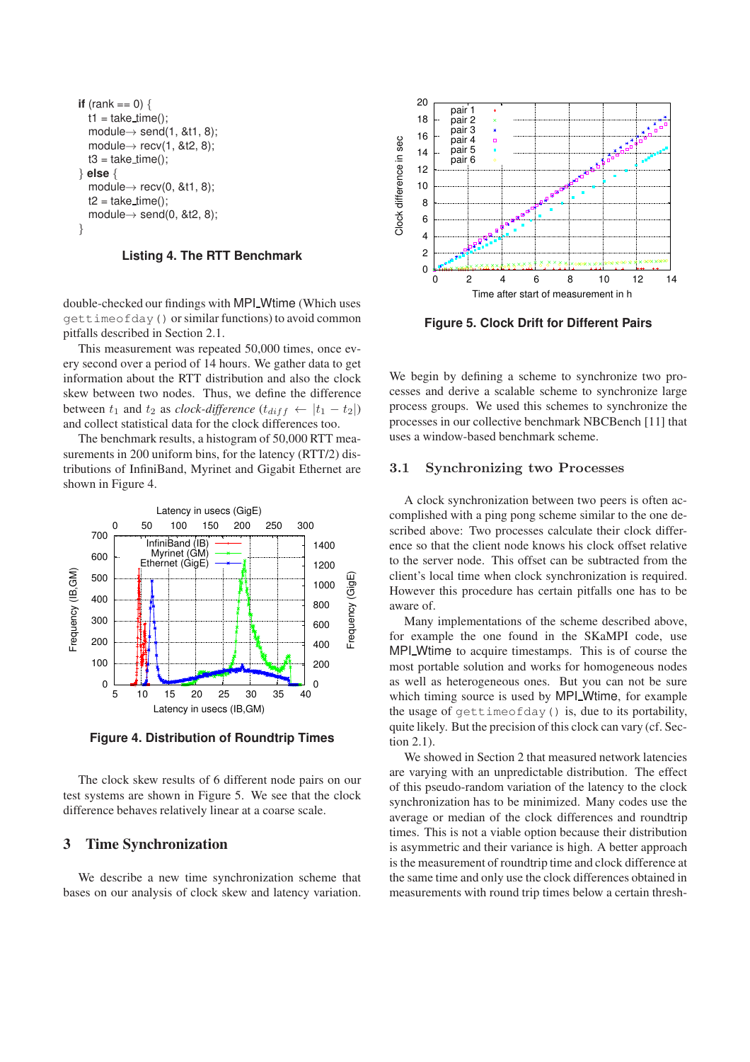```
if (rank == 0) {
  t1 = take_time();
  module→ send(1, &t1, 8);
  module→ recv(1, &t2, 8);
  t3 = take_time();
} else {
  module→ recv(0, &t1, 8);
  t2 = take_time();
  module→ send(0, &t2, 8);
}
```

**Listing 4. The RTT Benchmark**

double-checked our findings with MPI_Wtime (Which uses `gettimeofday()` or similar functions) to avoid common pitfalls described in Section 2.1.

This measurement was repeated 50,000 times, once every second over a period of 14 hours. We gather data to get information about the RTT distribution and also the clock skew between two nodes. Thus, we define the difference between $t_1$ and $t_2$ as *clock-difference* ($t_{diff} \leftarrow |t_1 - t_2|$) and collect statistical data for the clock differences too.

The benchmark results, a histogram of 50,000 RTT measurements in 200 uniform bins, for the latency (RTT/2) distributions of InfiniBand, Myrinet and Gigabit Ethernet are shown in Figure 4.

**Figure 4. Distribution of Roundtrip Times**

The clock skew results of 6 different node pairs on our test systems are shown in Figure 5. We see that the clock difference behaves relatively linear at a coarse scale.

## 3 Time Synchronization

We describe a new time synchronization scheme that bases on our analysis of clock skew and latency variation.

**Figure 5. Clock Drift for Different Pairs**

We begin by defining a scheme to synchronize two processes and derive a scalable scheme to synchronize large process groups. We used this schemes to synchronize the processes in our collective benchmark NBCBench [11] that uses a window-based benchmark scheme.

### 3.1 Synchronizing two Processes

A clock synchronization between two peers is often accomplished with a ping pong scheme similar to the one described above: Two processes calculate their clock difference so that the client node knows his clock offset relative to the server node. This offset can be subtracted from the client's local time when clock synchronization is required. However this procedure has certain pitfalls one has to be aware of.

Many implementations of the scheme described above, for example the one found in the SKaMPI code, use MPI_Wtime to acquire timestamps. This is of course the most portable solution and works for homogeneous nodes as well as heterogeneous ones. But you can not be sure which timing source is used by MPI_Wtime, for example the usage of `gettimeofday()` is, due to its portability, quite likely. But the precision of this clock can vary (cf. Section 2.1).

We showed in Section 2 that measured network latencies are varying with an unpredictable distribution. The effect of this pseudo-random variation of the latency to the clock synchronization has to be minimized. Many codes use the average or median of the clock differences and roundtrip times. This is not a viable option because their distribution is asymmetric and their variance is high. A better approach is the measurement of roundtrip time and clock difference at the same time and only use the clock differences obtained in measurements with round trip times below a certain thresh-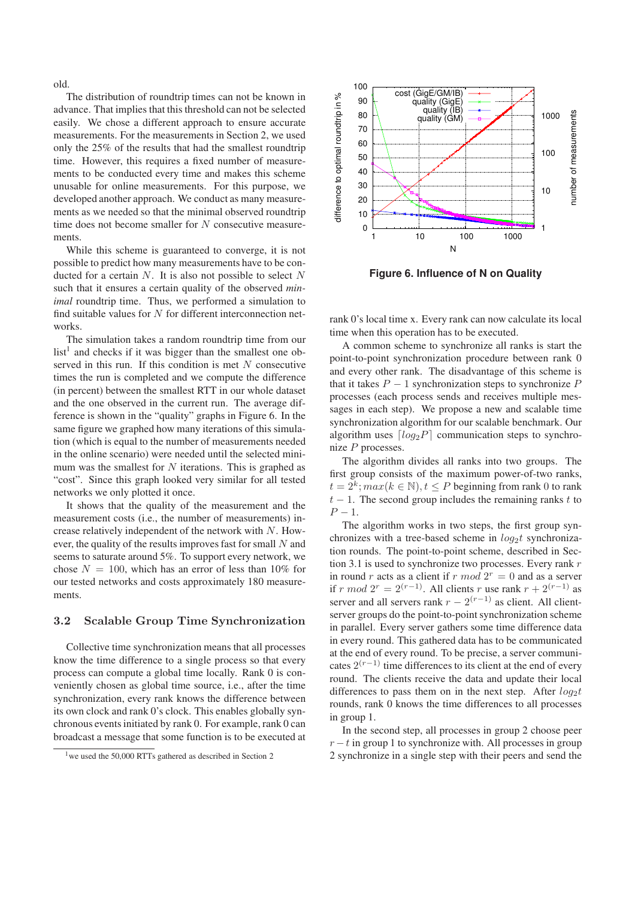old.

The distribution of roundtrip times can not be known in advance. That implies that this threshold can not be selected easily. We chose a different approach to ensure accurate measurements. For the measurements in Section 2, we used only the 25% of the results that had the smallest roundtrip time. However, this requires a fixed number of measurements to be conducted every time and makes this scheme unusable for online measurements. For this purpose, we developed another approach. We conduct as many measurements as we needed so that the minimal observed roundtrip time does not become smaller for $N$ consecutive measurements.

While this scheme is guaranteed to converge, it is not possible to predict how many measurements have to be conducted for a certain $N$. It is also not possible to select $N$ such that it ensures a certain quality of the observed *minimal* roundtrip time. Thus, we performed a simulation to find suitable values for $N$ for different interconnection networks.

The simulation takes a random roundtrip time from our list[1] and checks if it was bigger than the smallest one observed in this run. If this condition is met $N$ consecutive times the run is completed and we compute the difference (in percent) between the smallest RTT in our whole dataset and the one observed in the current run. The average difference is shown in the "quality" graphs in Figure 6. In the same figure we graphed how many iterations of this simulation (which is equal to the number of measurements needed in the online scenario) were needed until the selected minimum was the smallest for $N$ iterations. This is graphed as "cost". Since this graph looked very similar for all tested networks we only plotted it once.

It shows that the quality of the measurement and the measurement costs (i.e., the number of measurements) increase relatively independent of the network with $N$. However, the quality of the results improves fast for small $N$ and seems to saturate around 5%. To support every network, we chose $N = 100$, which has an error of less than 10% for our tested networks and costs approximately 180 measurements.

## 3.2 Scalable Group Time Synchronization

Collective time synchronization means that all processes know the time difference to a single process so that every process can compute a global time locally. Rank 0 is conveniently chosen as global time source, i.e., after the time synchronization, every rank knows the difference between its own clock and rank 0's clock. This enables globally synchronous events initiated by rank 0. For example, rank 0 can broadcast a message that some function is to be executed at rank 0's local time x. Every rank can now calculate its local time when this operation has to be executed.

[1] we used the 50,000 RTTs gathered as described in Section 2

**Figure 6. Influence of N on Quality**

A common scheme to synchronize all ranks is start the point-to-point synchronization procedure between rank 0 and every other rank. The disadvantage of this scheme is that it takes $P-1$ synchronization steps to synchronize $P$ processes (each process sends and receives multiple messages in each step). We propose a new and scalable time synchronization algorithm for our scalable benchmark. Our algorithm uses $\lceil log_2 P \rceil$ communication steps to synchronize $P$ processes.

The algorithm divides all ranks into two groups. The first group consists of the maximum power-of-two ranks, $t = 2^k; max(k \in \mathbb{N}), t \leq P$ beginning from rank 0 to rank $t-1$. The second group includes the remaining ranks $t$ to $P-1$.

The algorithm works in two steps, the first group synchronizes with a tree-based scheme in $log_2 t$ synchronization rounds. The point-to-point scheme, described in Section 3.1 is used to synchronize two processes. Every rank $r$ in round $r$ acts as a client if $r \ mod \ 2^r = 0$ and as a server if $r \ mod \ 2^r = 2^{(r-1)}$. All clients $r$ use rank $r + 2^{(r-1)}$ as server and all servers rank $r - 2^{(r-1)}$ as client. All client-server groups do the point-to-point synchronization scheme in parallel. Every server gathers some time difference data in every round. This gathered data has to be communicated at the end of every round. To be precise, a server communicates $2^{(r-1)}$ time differences to its client at the end of every round. The clients receive the data and update their local differences to pass them on in the next step. After $log_2 t$ rounds, rank 0 knows the time differences to all processes in group 1.

In the second step, all processes in group 2 choose peer $r - t$ in group 1 to synchronize with. All processes in group 2 synchronize in a single step with their peers and send the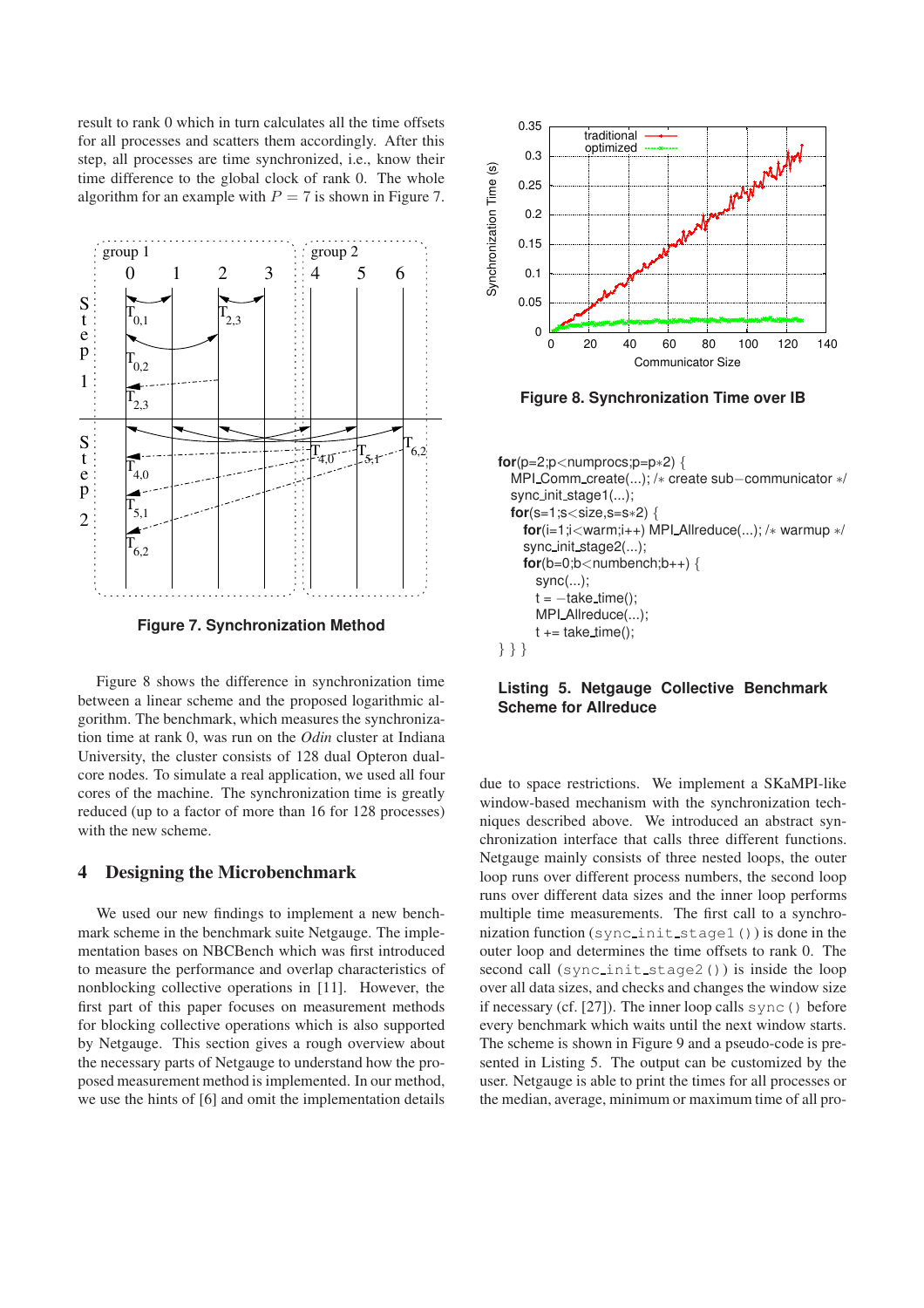result to rank 0 which in turn calculates all the time offsets for all processes and scatters them accordingly. After this step, all processes are time synchronized, i.e., know their time difference to the global clock of rank 0. The whole algorithm for an example with $P = 7$ is shown in Figure 7.

**Figure 7. Synchronization Method**

Figure 8 shows the difference in synchronization time between a linear scheme and the proposed logarithmic algorithm. The benchmark, which measures the synchronization time at rank 0, was run on the *Odin* cluster at Indiana University, the cluster consists of 128 dual Opteron dual-core nodes. To simulate a real application, we used all four cores of the machine. The synchronization time is greatly reduced (up to a factor of more than 16 for 128 processes) with the new scheme.

## 4 Designing the Microbenchmark

We used our new findings to implement a new benchmark scheme in the benchmark suite Netgauge. The implementation bases on NBCBench which was first introduced to measure the performance and overlap characteristics of nonblocking collective operations in [11]. However, the first part of this paper focuses on measurement methods for blocking collective operations which is also supported by Netgauge. This section gives a rough overview about the necessary parts of Netgauge to understand how the proposed measurement method is implemented. In our method, we use the hints of [6] and omit the implementation details

**Figure 8. Synchronization Time over IB**

```
for(p=2;p<numprocs;p=p*2) {
  MPI_Comm_create(...); /* create sub-communicator */
  sync_init_stage1(...);
  for(s=1;s<size,s=s*2) {
    for(i=1;i<warm;i++) MPI_Allreduce(...); /* warmup */
    sync_init_stage2(...);
    for(b=0;b<numbench;b++) {
      sync(...);
      t = -take_time();
      MPI_Allreduce(...);
      t += take_time();
} } }
```

**Listing 5. Netgauge Collective Benchmark Scheme for Allreduce**

due to space restrictions. We implement a SKaMPI-like window-based mechanism with the synchronization techniques described above. We introduced an abstract synchronization interface that calls three different functions. Netgauge mainly consists of three nested loops, the outer loop runs over different process numbers, the second loop runs over different data sizes and the inner loop performs multiple time measurements. The first call to a synchronization function (`sync_init_stage1()`) is done in the outer loop and determines the time offsets to rank 0. The second call (`sync_init_stage2()`) is inside the loop over all data sizes, and checks and changes the window size if necessary (cf. [27]). The inner loop calls `sync()` before every benchmark which waits until the next window starts. The scheme is shown in Figure 9 and a pseudo-code is presented in Listing 5. The output can be customized by the user. Netgauge is able to print the times for all processes or the median, average, minimum or maximum time of all pro-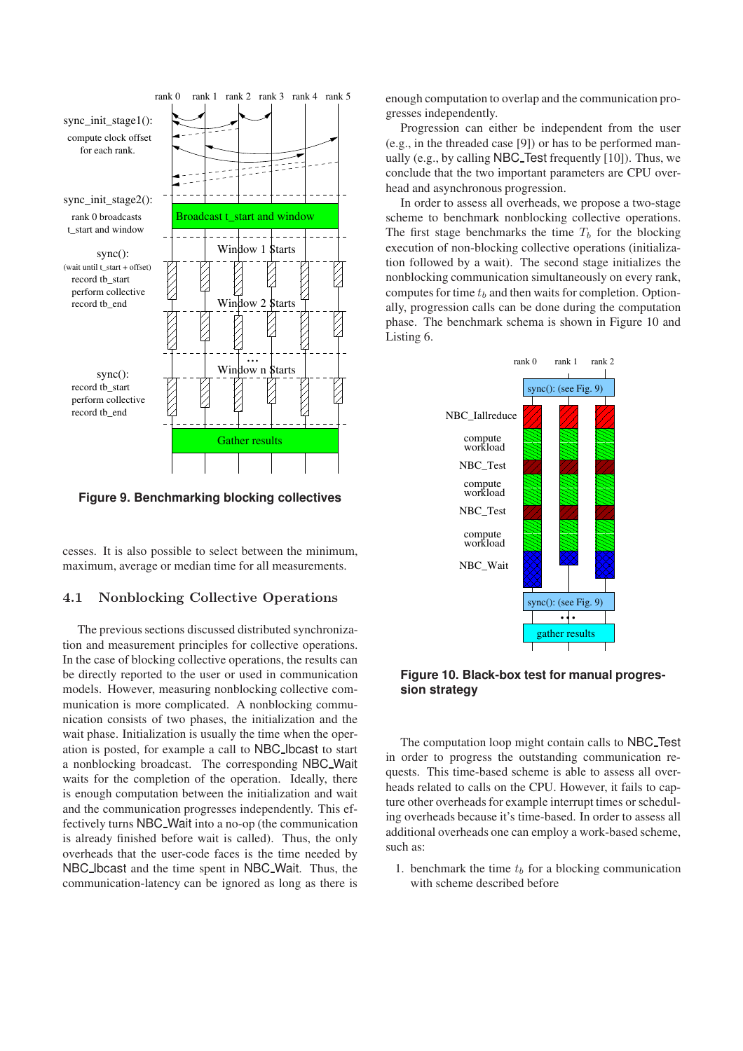Figure 9. Benchmarking blocking collectives

cesses. It is also possible to select between the minimum, maximum, average or median time for all measurements.

## 4.1 Nonblocking Collective Operations

The previous sections discussed distributed synchronization and measurement principles for collective operations. In the case of blocking collective operations, the results can be directly reported to the user or used in communication models. However, measuring nonblocking collective communication is more complicated. A nonblocking communication consists of two phases, the initialization and the wait phase. Initialization is usually the time when the operation is posted, for example a call to NBC_Ibcast to start a nonblocking broadcast. The corresponding NBC_Wait waits for the completion of the operation. Ideally, there is enough computation between the initialization and wait and the communication progresses independently. This effectively turns NBC_Wait into a no-op (the communication is already finished before wait is called). Thus, the only overheads that the user-code faces is the time needed by NBC_Ibcast and the time spent in NBC_Wait. Thus, the communication-latency can be ignored as long as there is enough computation to overlap and the communication progresses independently.

Progression can either be independent from the user (e.g., in the threaded case [9]) or has to be performed manually (e.g., by calling NBC_Test frequently [10]). Thus, we conclude that the two important parameters are CPU overhead and asynchronous progression.

In order to assess all overheads, we propose a two-stage scheme to benchmark nonblocking collective operations. The first stage benchmarks the time $T_b$ for the blocking execution of non-blocking collective operations (initialization followed by a wait). The second stage initializes the nonblocking communication simultaneously on every rank, computes for time $t_b$ and then waits for completion. Optionally, progression calls can be done during the computation phase. The benchmark schema is shown in Figure 10 and Listing 6.

Figure 10. Black-box test for manual progression strategy

The computation loop might contain calls to NBC_Test in order to progress the outstanding communication requests. This time-based scheme is able to assess all overheads related to calls on the CPU. However, it fails to capture other overheads for example interrupt times or scheduling overheads because it's time-based. In order to assess all additional overheads one can employ a work-based scheme, such as:

1. benchmark the time $t_b$ for a blocking communication with scheme described before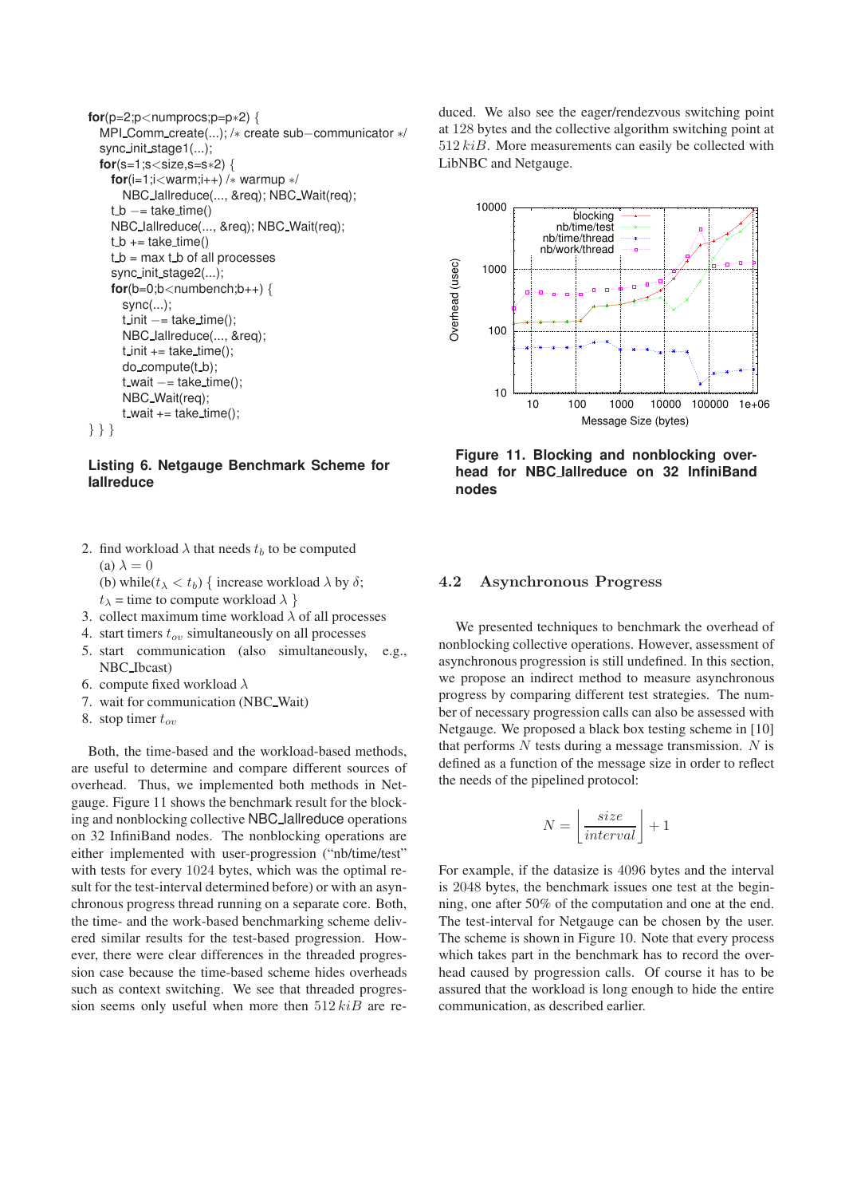```
for(p=2;p<numprocs;p=p*2) {
  MPI_Comm_create(...); /* create sub−communicator */
  sync_init_stage1(...);
  for(s=1;s<size,s=s*2) {
    for(i=1;i<warm;i++) /* warmup */
      NBC_Iallreduce(..., &req); NBC_Wait(req);
    t_b −= take_time()
    NBC_Iallreduce(..., &req); NBC_Wait(req);
    t_b += take_time()
    t_b = max t_b of all processes
    sync_init_stage2(...);
    for(b=0;b<numbench;b++) {
      sync(...);
      t_init −= take_time();
      NBC_Iallreduce(..., &req);
      t_init += take_time();
      do_compute(t_b);
      t_wait −= take_time();
      NBC_Wait(req);
      t_wait += take_time();
} } }
```

**Listing 6. Netgauge Benchmark Scheme for Iallreduce**

2. find workload $\lambda$ that needs $t_b$ to be computed
   (a) $\lambda = 0$
   (b) while($t_\lambda < t_b$) { increase workload $\lambda$ by $\delta$; $t_\lambda$ = time to compute workload $\lambda$ }
3. collect maximum time workload $\lambda$ of all processes
4. start timers $t_{ov}$ simultaneously on all processes
5. start communication (also simultaneously, e.g., NBC_Ibcast)
6. compute fixed workload $\lambda$
7. wait for communication (NBC_Wait)
8. stop timer $t_{ov}$

Both, the time-based and the workload-based methods, are useful to determine and compare different sources of overhead. Thus, we implemented both methods in Netgauge. Figure 11 shows the benchmark result for the blocking and nonblocking collective NBC_Iallreduce operations on 32 InfiniBand nodes. The nonblocking operations are either implemented with user-progression ("nb/time/test" with tests for every 1024 bytes, which was the optimal result for the test-interval determined before) or with an asynchronous progress thread running on a separate core. Both, the time- and the work-based benchmarking scheme delivered similar results for the test-based progression. However, there were clear differences in the threaded progression case because the time-based scheme hides overheads such as context switching. We see that threaded progression seems only useful when more then $512\,kiB$ are reduced. We also see the eager/rendezvous switching point at 128 bytes and the collective algorithm switching point at $512\,kiB$. More measurements can easily be collected with LibNBC and Netgauge.

**Figure 11. Blocking and nonblocking overhead for NBC_Iallreduce on 32 InfiniBand nodes**

## 4.2 Asynchronous Progress

We presented techniques to benchmark the overhead of nonblocking collective operations. However, assessment of asynchronous progression is still undefined. In this section, we propose an indirect method to measure asynchronous progress by comparing different test strategies. The number of necessary progression calls can also be assessed with Netgauge. We proposed a black box testing scheme in [10] that performs $N$ tests during a message transmission. $N$ is defined as a function of the message size in order to reflect the needs of the pipelined protocol:

$$N = \left\lfloor \frac{size}{interval} \right\rfloor + 1$$

For example, if the datasize is 4096 bytes and the interval is 2048 bytes, the benchmark issues one test at the beginning, one after 50% of the computation and one at the end. The test-interval for Netgauge can be chosen by the user. The scheme is shown in Figure 10. Note that every process which takes part in the benchmark has to record the overhead caused by progression calls. Of course it has to be assured that the workload is long enough to hide the entire communication, as described earlier.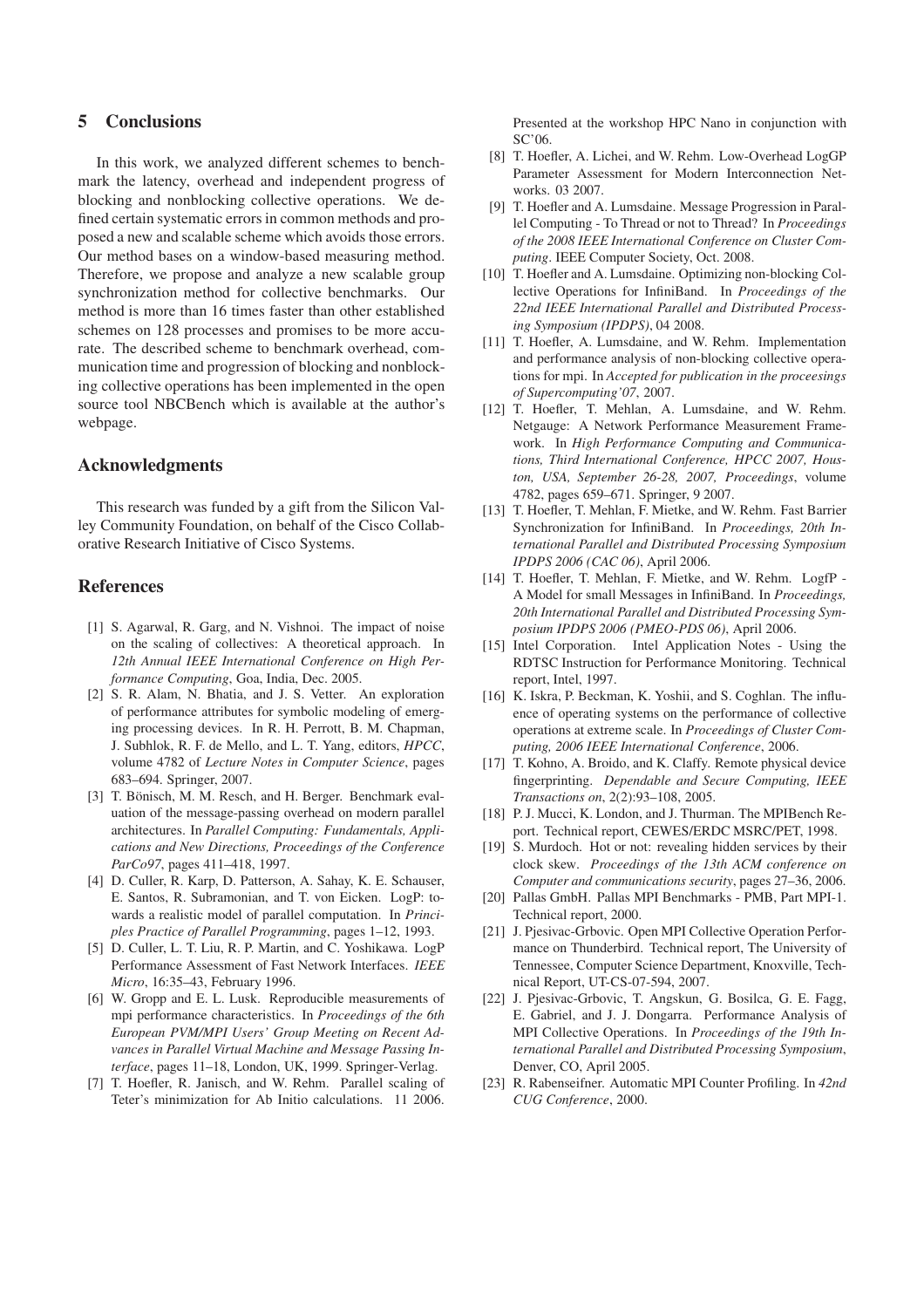## 5 Conclusions

In this work, we analyzed different schemes to benchmark the latency, overhead and independent progress of blocking and nonblocking collective operations. We defined certain systematic errors in common methods and proposed a new and scalable scheme which avoids those errors. Our method bases on a window-based measuring method. Therefore, we propose and analyze a new scalable group synchronization method for collective benchmarks. Our method is more than 16 times faster than other established schemes on 128 processes and promises to be more accurate. The described scheme to benchmark overhead, communication time and progression of blocking and nonblocking collective operations has been implemented in the open source tool NBCBench which is available at the author's webpage.

## Acknowledgments

This research was funded by a gift from the Silicon Valley Community Foundation, on behalf of the Cisco Collaborative Research Initiative of Cisco Systems.

## References

[1] S. Agarwal, R. Garg, and N. Vishnoi. The impact of noise on the scaling of collectives: A theoretical approach. In *12th Annual IEEE International Conference on High Performance Computing*, Goa, India, Dec. 2005.

[2] S. R. Alam, N. Bhatia, and J. S. Vetter. An exploration of performance attributes for symbolic modeling of emerging processing devices. In R. H. Perrott, B. M. Chapman, J. Subhlok, R. F. de Mello, and L. T. Yang, editors, *HPCC*, volume 4782 of *Lecture Notes in Computer Science*, pages 683–694. Springer, 2007.

[3] T. Bönisch, M. M. Resch, and H. Berger. Benchmark evaluation of the message-passing overhead on modern parallel architectures. In *Parallel Computing: Fundamentals, Applications and New Directions, Proceedings of the Conference ParCo97*, pages 411–418, 1997.

[4] D. Culler, R. Karp, D. Patterson, A. Sahay, K. E. Schauser, E. Santos, R. Subramonian, and T. von Eicken. LogP: towards a realistic model of parallel computation. In *Principles Practice of Parallel Programming*, pages 1–12, 1993.

[5] D. Culler, L. T. Liu, R. P. Martin, and C. Yoshikawa. LogP Performance Assessment of Fast Network Interfaces. *IEEE Micro*, 16:35–43, February 1996.

[6] W. Gropp and E. L. Lusk. Reproducible measurements of mpi performance characteristics. In *Proceedings of the 6th European PVM/MPI Users' Group Meeting on Recent Advances in Parallel Virtual Machine and Message Passing Interface*, pages 11–18, London, UK, 1999. Springer-Verlag.

[7] T. Hoefler, R. Janisch, and W. Rehm. Parallel scaling of Teter's minimization for Ab Initio calculations. 11 2006. Presented at the workshop HPC Nano in conjunction with SC'06.

[8] T. Hoefler, A. Lichei, and W. Rehm. Low-Overhead LogGP Parameter Assessment for Modern Interconnection Networks. 03 2007.

[9] T. Hoefler and A. Lumsdaine. Message Progression in Parallel Computing - To Thread or not to Thread? In *Proceedings of the 2008 IEEE International Conference on Cluster Computing*. IEEE Computer Society, Oct. 2008.

[10] T. Hoefler and A. Lumsdaine. Optimizing non-blocking Collective Operations for InfiniBand. In *Proceedings of the 22nd IEEE International Parallel and Distributed Processing Symposium (IPDPS)*, 04 2008.

[11] T. Hoefler, A. Lumsdaine, and W. Rehm. Implementation and performance analysis of non-blocking collective operations for mpi. In *Accepted for publication in the proceesings of Supercomputing'07*, 2007.

[12] T. Hoefler, T. Mehlan, A. Lumsdaine, and W. Rehm. Netgauge: A Network Performance Measurement Framework. In *High Performance Computing and Communications, Third International Conference, HPCC 2007, Houston, USA, September 26-28, 2007, Proceedings*, volume 4782, pages 659–671. Springer, 9 2007.

[13] T. Hoefler, T. Mehlan, F. Mietke, and W. Rehm. Fast Barrier Synchronization for InfiniBand. In *Proceedings, 20th International Parallel and Distributed Processing Symposium IPDPS 2006 (CAC 06)*, April 2006.

[14] T. Hoefler, T. Mehlan, F. Mietke, and W. Rehm. LogfP - A Model for small Messages in InfiniBand. In *Proceedings, 20th International Parallel and Distributed Processing Symposium IPDPS 2006 (PMEO-PDS 06)*, April 2006.

[15] Intel Corporation. Intel Application Notes - Using the RDTSC Instruction for Performance Monitoring. Technical report, Intel, 1997.

[16] K. Iskra, P. Beckman, K. Yoshii, and S. Coghlan. The influence of operating systems on the performance of collective operations at extreme scale. In *Proceedings of Cluster Computing, 2006 IEEE International Conference*, 2006.

[17] T. Kohno, A. Broido, and K. Claffy. Remote physical device fingerprinting. *Dependable and Secure Computing, IEEE Transactions on*, 2(2):93–108, 2005.

[18] P. J. Mucci, K. London, and J. Thurman. The MPIBench Report. Technical report, CEWES/ERDC MSRC/PET, 1998.

[19] S. Murdoch. Hot or not: revealing hidden services by their clock skew. *Proceedings of the 13th ACM conference on Computer and communications security*, pages 27–36, 2006.

[20] Pallas GmbH. Pallas MPI Benchmarks - PMB, Part MPI-1. Technical report, 2000.

[21] J. Pjesivac-Grbovic. Open MPI Collective Operation Performance on Thunderbird. Technical report, The University of Tennessee, Computer Science Department, Knoxville, Technical Report, UT-CS-07-594, 2007.

[22] J. Pjesivac-Grbovic, T. Angskun, G. Bosilca, G. E. Fagg, E. Gabriel, and J. J. Dongarra. Performance Analysis of MPI Collective Operations. In *Proceedings of the 19th International Parallel and Distributed Processing Symposium*, Denver, CO, April 2005.

[23] R. Rabenseifner. Automatic MPI Counter Profiling. In *42nd CUG Conference*, 2000.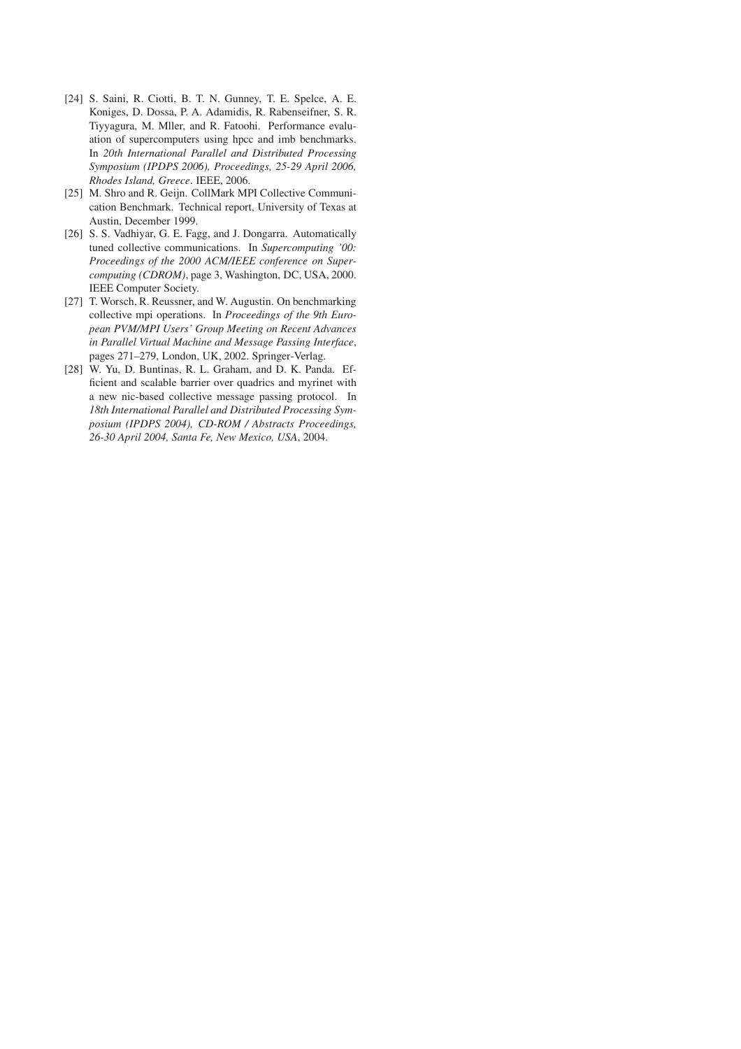[24] S. Saini, R. Ciotti, B. T. N. Gunney, T. E. Spelce, A. E. Koniges, D. Dossa, P. A. Adamidis, R. Rabenseifner, S. R. Tiyyagura, M. Mller, and R. Fatoohi. Performance evaluation of supercomputers using hpcc and imb benchmarks. In *20th International Parallel and Distributed Processing Symposium (IPDPS 2006), Proceedings, 25-29 April 2006, Rhodes Island, Greece*. IEEE, 2006.

[25] M. Shro and R. Geijn. CollMark MPI Collective Communication Benchmark. Technical report, University of Texas at Austin, December 1999.

[26] S. S. Vadhiyar, G. E. Fagg, and J. Dongarra. Automatically tuned collective communications. In *Supercomputing '00: Proceedings of the 2000 ACM/IEEE conference on Supercomputing (CDROM)*, page 3, Washington, DC, USA, 2000. IEEE Computer Society.

[27] T. Worsch, R. Reussner, and W. Augustin. On benchmarking collective mpi operations. In *Proceedings of the 9th European PVM/MPI Users' Group Meeting on Recent Advances in Parallel Virtual Machine and Message Passing Interface*, pages 271–279, London, UK, 2002. Springer-Verlag.

[28] W. Yu, D. Buntinas, R. L. Graham, and D. K. Panda. Efficient and scalable barrier over quadrics and myrinet with a new nic-based collective message passing protocol. In *18th International Parallel and Distributed Processing Symposium (IPDPS 2004), CD-ROM / Abstracts Proceedings, 26-30 April 2004, Santa Fe, New Mexico, USA*, 2004.